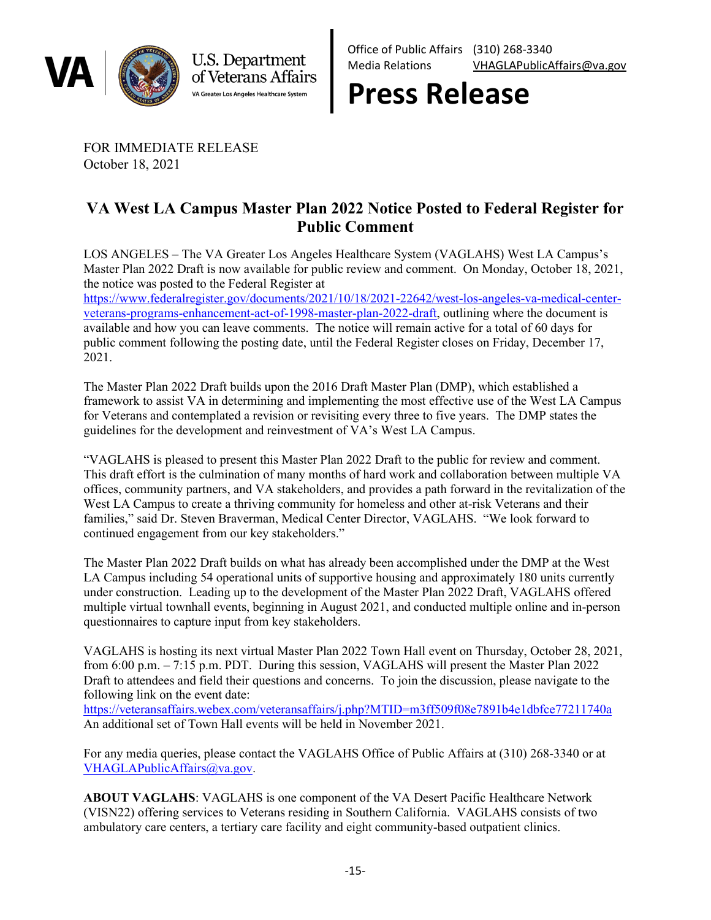VA | U.S. Department of Veterans Affairs
VA Greater Los Angeles Healthcare System

Office of Public Affairs (310) 268-3340
Media Relations VHAGLAPublicAffairs@va.gov

# Press Release

FOR IMMEDIATE RELEASE
October 18, 2021

## VA West LA Campus Master Plan 2022 Notice Posted to Federal Register for Public Comment

LOS ANGELES – The VA Greater Los Angeles Healthcare System (VAGLAHS) West LA Campus's Master Plan 2022 Draft is now available for public review and comment. On Monday, October 18, 2021, the notice was posted to the Federal Register at https://www.federalregister.gov/documents/2021/10/18/2021-22642/west-los-angeles-va-medical-center-veterans-programs-enhancement-act-of-1998-master-plan-2022-draft, outlining where the document is available and how you can leave comments. The notice will remain active for a total of 60 days for public comment following the posting date, until the Federal Register closes on Friday, December 17, 2021.

The Master Plan 2022 Draft builds upon the 2016 Draft Master Plan (DMP), which established a framework to assist VA in determining and implementing the most effective use of the West LA Campus for Veterans and contemplated a revision or revisiting every three to five years. The DMP states the guidelines for the development and reinvestment of VA's West LA Campus.

"VAGLAHS is pleased to present this Master Plan 2022 Draft to the public for review and comment. This draft effort is the culmination of many months of hard work and collaboration between multiple VA offices, community partners, and VA stakeholders, and provides a path forward in the revitalization of the West LA Campus to create a thriving community for homeless and other at-risk Veterans and their families," said Dr. Steven Braverman, Medical Center Director, VAGLAHS. "We look forward to continued engagement from our key stakeholders."

The Master Plan 2022 Draft builds on what has already been accomplished under the DMP at the West LA Campus including 54 operational units of supportive housing and approximately 180 units currently under construction. Leading up to the development of the Master Plan 2022 Draft, VAGLAHS offered multiple virtual townhall events, beginning in August 2021, and conducted multiple online and in-person questionnaires to capture input from key stakeholders.

VAGLAHS is hosting its next virtual Master Plan 2022 Town Hall event on Thursday, October 28, 2021, from 6:00 p.m. – 7:15 p.m. PDT. During this session, VAGLAHS will present the Master Plan 2022 Draft to attendees and field their questions and concerns. To join the discussion, please navigate to the following link on the event date:
https://veteransaffairs.webex.com/veteransaffairs/j.php?MTID=m3ff509f08e7891b4e1dbfce77211740a
An additional set of Town Hall events will be held in November 2021.

For any media queries, please contact the VAGLAHS Office of Public Affairs at (310) 268-3340 or at VHAGLAPublicAffairs@va.gov.

**ABOUT VAGLAHS**: VAGLAHS is one component of the VA Desert Pacific Healthcare Network (VISN22) offering services to Veterans residing in Southern California. VAGLAHS consists of two ambulatory care centers, a tertiary care facility and eight community-based outpatient clinics.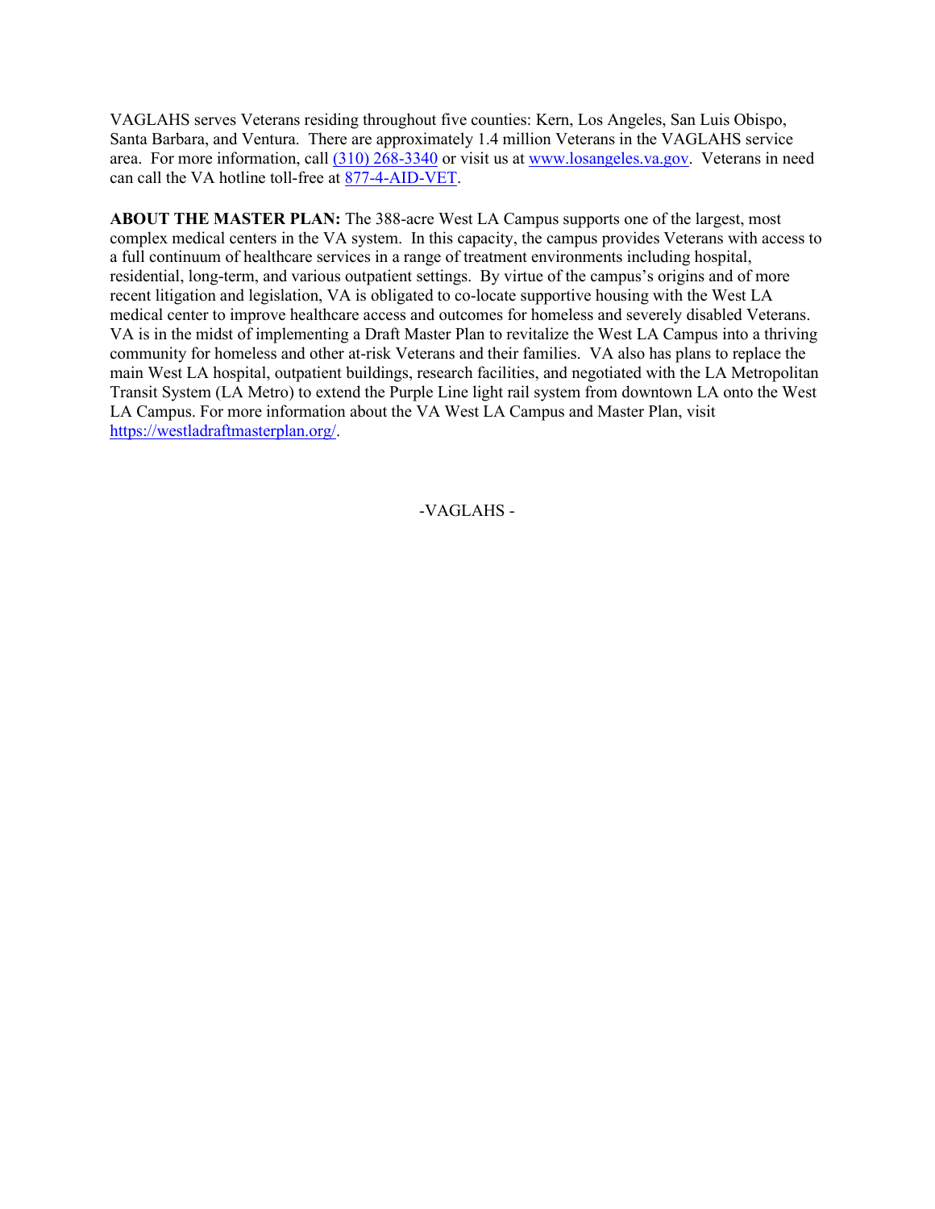VAGLAHS serves Veterans residing throughout five counties: Kern, Los Angeles, San Luis Obispo, Santa Barbara, and Ventura. There are approximately 1.4 million Veterans in the VAGLAHS service area. For more information, call [(310) 268-3340](tel:3102683340) or visit us at [www.losangeles.va.gov](http://www.losangeles.va.gov). Veterans in need can call the VA hotline toll-free at [877-4-AID-VET](tel:8774243838).

**ABOUT THE MASTER PLAN:** The 388-acre West LA Campus supports one of the largest, most complex medical centers in the VA system. In this capacity, the campus provides Veterans with access to a full continuum of healthcare services in a range of treatment environments including hospital, residential, long-term, and various outpatient settings. By virtue of the campus's origins and of more recent litigation and legislation, VA is obligated to co-locate supportive housing with the West LA medical center to improve healthcare access and outcomes for homeless and severely disabled Veterans. VA is in the midst of implementing a Draft Master Plan to revitalize the West LA Campus into a thriving community for homeless and other at-risk Veterans and their families. VA also has plans to replace the main West LA hospital, outpatient buildings, research facilities, and negotiated with the LA Metropolitan Transit System (LA Metro) to extend the Purple Line light rail system from downtown LA onto the West LA Campus. For more information about the VA West LA Campus and Master Plan, visit [https://westladraftmasterplan.org/](https://westladraftmasterplan.org/).

-VAGLAHS -